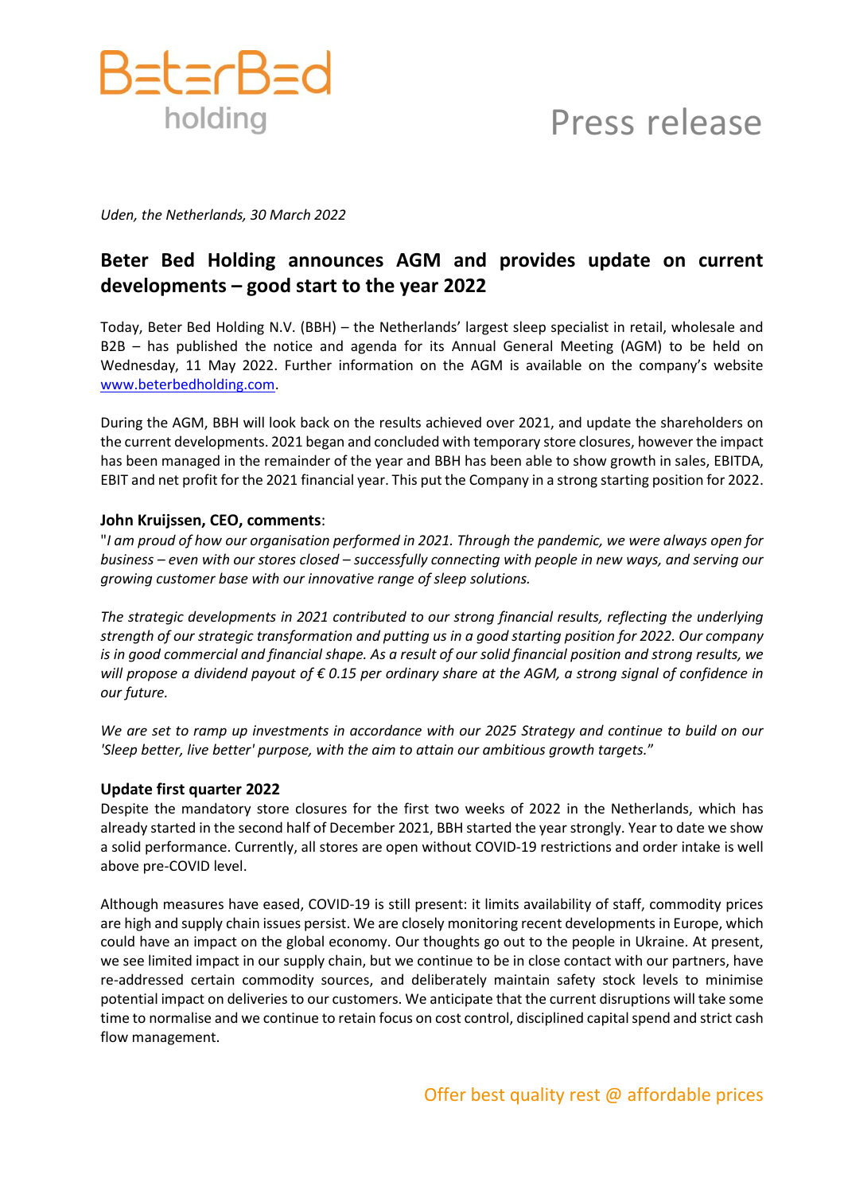Uden, the Netherlands, 30 March 2022

# Beter Bed Holding announces AGM and provides update on current developments – good start to the year 2022

Today, Beter Bed Holding N.V. (BBH) – the Netherlands' largest sleep specialist in retail, wholesale and B2B – has published the notice and agenda for its Annual General Meeting (AGM) to be held on Wednesday, 11 May 2022. Further information on the AGM is available on the company's website [www.beterbedholding.com](http://www.beterbedholding.com).

During the AGM, BBH will look back on the results achieved over 2021, and update the shareholders on the current developments. 2021 began and concluded with temporary store closures, however the impact has been managed in the remainder of the year and BBH has been able to show growth in sales, EBITDA, EBIT and net profit for the 2021 financial year. This put the Company in a strong starting position for 2022.

**John Kruijssen, CEO, comments**:

"*I am proud of how our organisation performed in 2021. Through the pandemic, we were always open for business – even with our stores closed – successfully connecting with people in new ways, and serving our growing customer base with our innovative range of sleep solutions.*

*The strategic developments in 2021 contributed to our strong financial results, reflecting the underlying strength of our strategic transformation and putting us in a good starting position for 2022. Our company is in good commercial and financial shape. As a result of our solid financial position and strong results, we will propose a dividend payout of € 0.15 per ordinary share at the AGM, a strong signal of confidence in our future.*

*We are set to ramp up investments in accordance with our 2025 Strategy and continue to build on our 'Sleep better, live better' purpose, with the aim to attain our ambitious growth targets.*"

## Update first quarter 2022

Despite the mandatory store closures for the first two weeks of 2022 in the Netherlands, which has already started in the second half of December 2021, BBH started the year strongly. Year to date we show a solid performance. Currently, all stores are open without COVID-19 restrictions and order intake is well above pre-COVID level.

Although measures have eased, COVID-19 is still present: it limits availability of staff, commodity prices are high and supply chain issues persist. We are closely monitoring recent developments in Europe, which could have an impact on the global economy. Our thoughts go out to the people in Ukraine. At present, we see limited impact in our supply chain, but we continue to be in close contact with our partners, have re-addressed certain commodity sources, and deliberately maintain safety stock levels to minimise potential impact on deliveries to our customers. We anticipate that the current disruptions will take some time to normalise and we continue to retain focus on cost control, disciplined capital spend and strict cash flow management.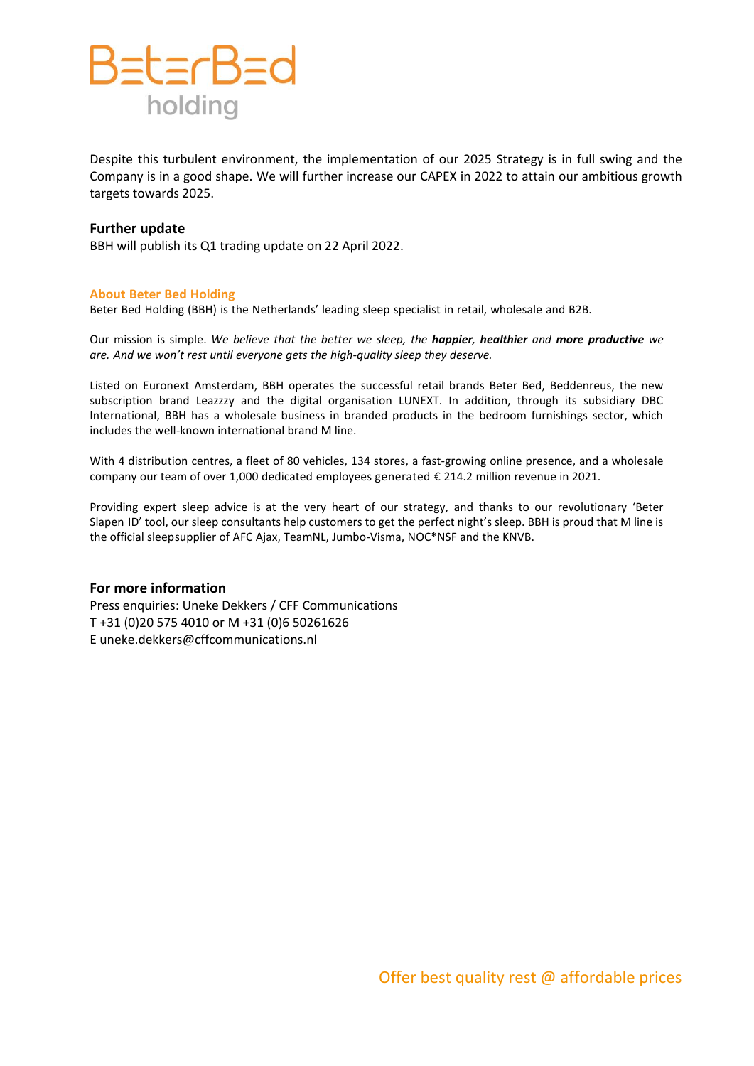Despite this turbulent environment, the implementation of our 2025 Strategy is in full swing and the Company is in a good shape. We will further increase our CAPEX in 2022 to attain our ambitious growth targets towards 2025.

**Further update**

BBH will publish its Q1 trading update on 22 April 2022.

**About Beter Bed Holding**

Beter Bed Holding (BBH) is the Netherlands' leading sleep specialist in retail, wholesale and B2B.

Our mission is simple. *We believe that the better we sleep, the* ***happier***, ***healthier*** *and* ***more productive*** *we are. And we won't rest until everyone gets the high-quality sleep they deserve.*

Listed on Euronext Amsterdam, BBH operates the successful retail brands Beter Bed, Beddenreus, the new subscription brand Leazzzy and the digital organisation LUNEXT. In addition, through its subsidiary DBC International, BBH has a wholesale business in branded products in the bedroom furnishings sector, which includes the well-known international brand M line.

With 4 distribution centres, a fleet of 80 vehicles, 134 stores, a fast-growing online presence, and a wholesale company our team of over 1,000 dedicated employees generated € 214.2 million revenue in 2021.

Providing expert sleep advice is at the very heart of our strategy, and thanks to our revolutionary 'Beter Slapen ID' tool, our sleep consultants help customers to get the perfect night's sleep. BBH is proud that M line is the official sleepsupplier of AFC Ajax, TeamNL, Jumbo-Visma, NOC*NSF and the KNVB.

**For more information**

Press enquiries: Uneke Dekkers / CFF Communications
T +31 (0)20 575 4010 or M +31 (0)6 50261626
E uneke.dekkers@cffcommunications.nl